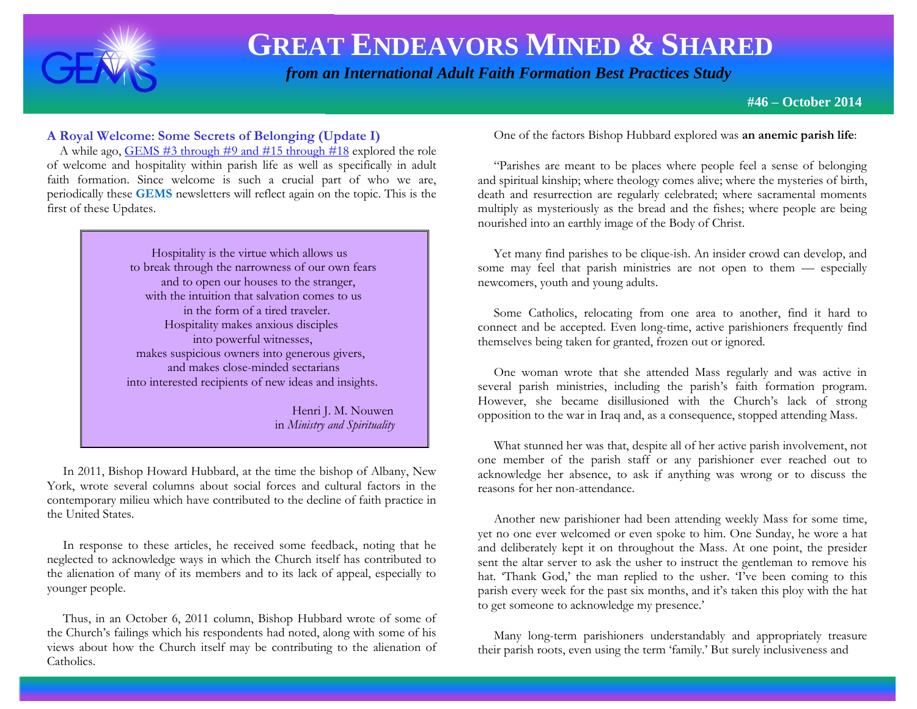# GREAT ENDEAVORS MINED & SHARED

*from an International Adult Faith Formation Best Practices Study*

**#46 – October 2014**

## A Royal Welcome: Some Secrets of Belonging (Update I)

A while ago, GEMS #3 through #9 and #15 through #18 explored the role of welcome and hospitality within parish life as well as specifically in adult faith formation. Since welcome is such a crucial part of who we are, periodically these **GEMS** newsletters will reflect again on the topic. This is the first of these Updates.

> Hospitality is the virtue which allows us
> to break through the narrowness of our own fears
> and to open our houses to the stranger,
> with the intuition that salvation comes to us
> in the form of a tired traveler.
> Hospitality makes anxious disciples
> into powerful witnesses,
> makes suspicious owners into generous givers,
> and makes close-minded sectarians
> into interested recipients of new ideas and insights.
>
> Henri J. M. Nouwen
> in *Ministry and Spirituality*

In 2011, Bishop Howard Hubbard, at the time the bishop of Albany, New York, wrote several columns about social forces and cultural factors in the contemporary milieu which have contributed to the decline of faith practice in the United States.

In response to these articles, he received some feedback, noting that he neglected to acknowledge ways in which the Church itself has contributed to the alienation of many of its members and to its lack of appeal, especially to younger people.

Thus, in an October 6, 2011 column, Bishop Hubbard wrote of some of the Church's failings which his respondents had noted, along with some of his views about how the Church itself may be contributing to the alienation of Catholics.

One of the factors Bishop Hubbard explored was **an anemic parish life**:

"Parishes are meant to be places where people feel a sense of belonging and spiritual kinship; where theology comes alive; where the mysteries of birth, death and resurrection are regularly celebrated; where sacramental moments multiply as mysteriously as the bread and the fishes; where people are being nourished into an earthly image of the Body of Christ.

Yet many find parishes to be clique-ish. An insider crowd can develop, and some may feel that parish ministries are not open to them — especially newcomers, youth and young adults.

Some Catholics, relocating from one area to another, find it hard to connect and be accepted. Even long-time, active parishioners frequently find themselves being taken for granted, frozen out or ignored.

One woman wrote that she attended Mass regularly and was active in several parish ministries, including the parish's faith formation program. However, she became disillusioned with the Church's lack of strong opposition to the war in Iraq and, as a consequence, stopped attending Mass.

What stunned her was that, despite all of her active parish involvement, not one member of the parish staff or any parishioner ever reached out to acknowledge her absence, to ask if anything was wrong or to discuss the reasons for her non-attendance.

Another new parishioner had been attending weekly Mass for some time, yet no one ever welcomed or even spoke to him. One Sunday, he wore a hat and deliberately kept it on throughout the Mass. At one point, the presider sent the altar server to ask the usher to instruct the gentleman to remove his hat. 'Thank God,' the man replied to the usher. 'I've been coming to this parish every week for the past six months, and it's taken this ploy with the hat to get someone to acknowledge my presence.'

Many long-term parishioners understandably and appropriately treasure their parish roots, even using the term 'family.' But surely inclusiveness and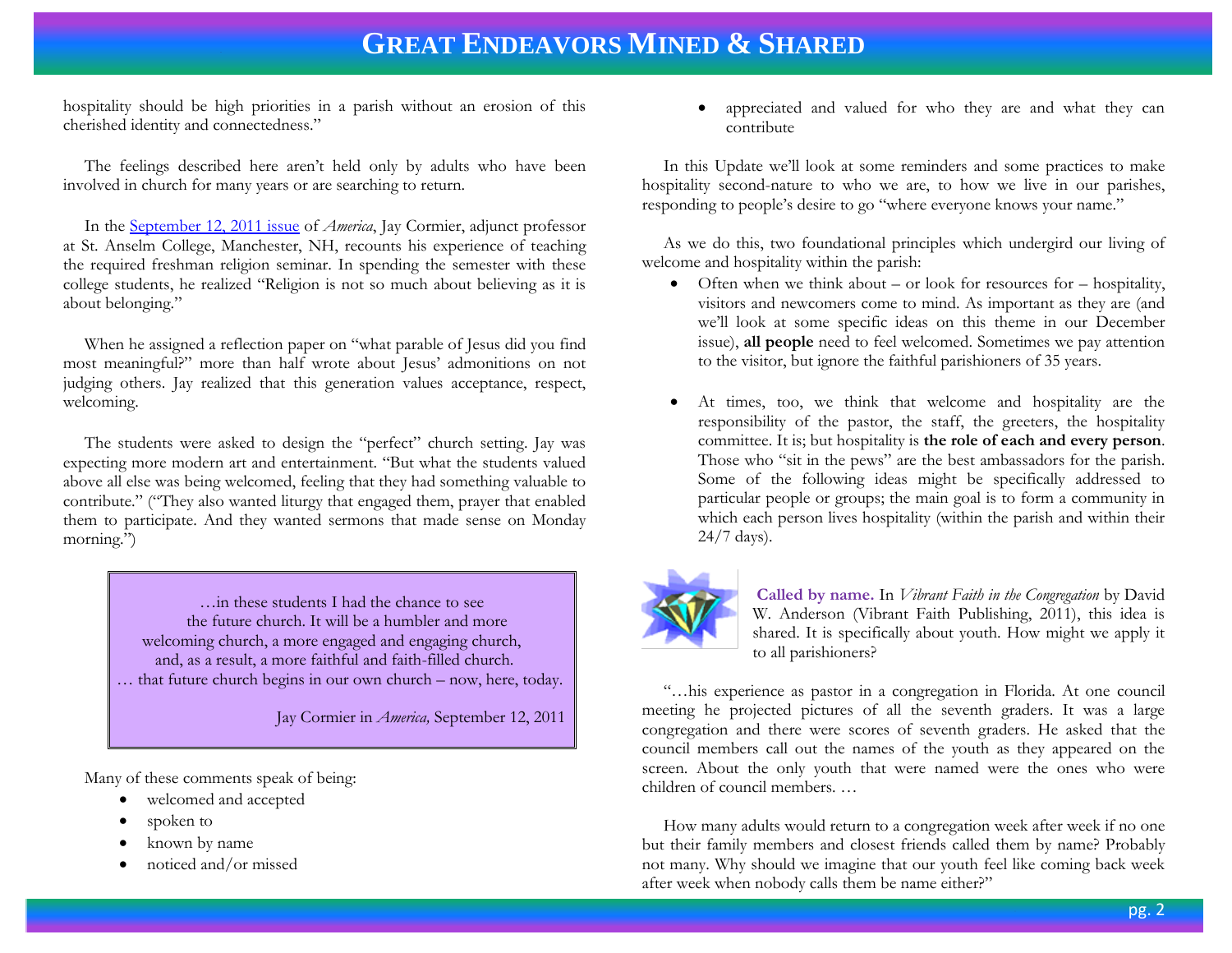hospitality should be high priorities in a parish without an erosion of this cherished identity and connectedness."

The feelings described here aren't held only by adults who have been involved in church for many years or are searching to return.

In the [September 12, 2011 issue](September 12, 2011 issue) of *America*, Jay Cormier, adjunct professor at St. Anselm College, Manchester, NH, recounts his experience of teaching the required freshman religion seminar. In spending the semester with these college students, he realized "Religion is not so much about believing as it is about belonging."

When he assigned a reflection paper on "what parable of Jesus did you find most meaningful?" more than half wrote about Jesus' admonitions on not judging others. Jay realized that this generation values acceptance, respect, welcoming.

The students were asked to design the "perfect" church setting. Jay was expecting more modern art and entertainment. "But what the students valued above all else was being welcomed, feeling that they had something valuable to contribute." ("They also wanted liturgy that engaged them, prayer that enabled them to participate. And they wanted sermons that made sense on Monday morning.")

> …in these students I had the chance to see
> the future church. It will be a humbler and more
> welcoming church, a more engaged and engaging church,
> and, as a result, a more faithful and faith-filled church.
> … that future church begins in our own church – now, here, today.
>
> Jay Cormier in *America,* September 12, 2011

Many of these comments speak of being:

- welcomed and accepted
- spoken to
- known by name
- noticed and/or missed
- appreciated and valued for who they are and what they can contribute

In this Update we'll look at some reminders and some practices to make hospitality second-nature to who we are, to how we live in our parishes, responding to people's desire to go "where everyone knows your name."

As we do this, two foundational principles which undergird our living of welcome and hospitality within the parish:

- Often when we think about – or look for resources for – hospitality, visitors and newcomers come to mind. As important as they are (and we'll look at some specific ideas on this theme in our December issue), **all people** need to feel welcomed. Sometimes we pay attention to the visitor, but ignore the faithful parishioners of 35 years.

- At times, too, we think that welcome and hospitality are the responsibility of the pastor, the staff, the greeters, the hospitality committee. It is; but hospitality is **the role of each and every person**. Those who "sit in the pews" are the best ambassadors for the parish. Some of the following ideas might be specifically addressed to particular people or groups; the main goal is to form a community in which each person lives hospitality (within the parish and within their 24/7 days).

**Called by name.** In *Vibrant Faith in the Congregation* by David W. Anderson (Vibrant Faith Publishing, 2011), this idea is shared. It is specifically about youth. How might we apply it to all parishioners?

"…his experience as pastor in a congregation in Florida. At one council meeting he projected pictures of all the seventh graders. It was a large congregation and there were scores of seventh graders. He asked that the council members call out the names of the youth as they appeared on the screen. About the only youth that were named were the ones who were children of council members. …

How many adults would return to a congregation week after week if no one but their family members and closest friends called them by name? Probably not many. Why should we imagine that our youth feel like coming back week after week when nobody calls them be name either?"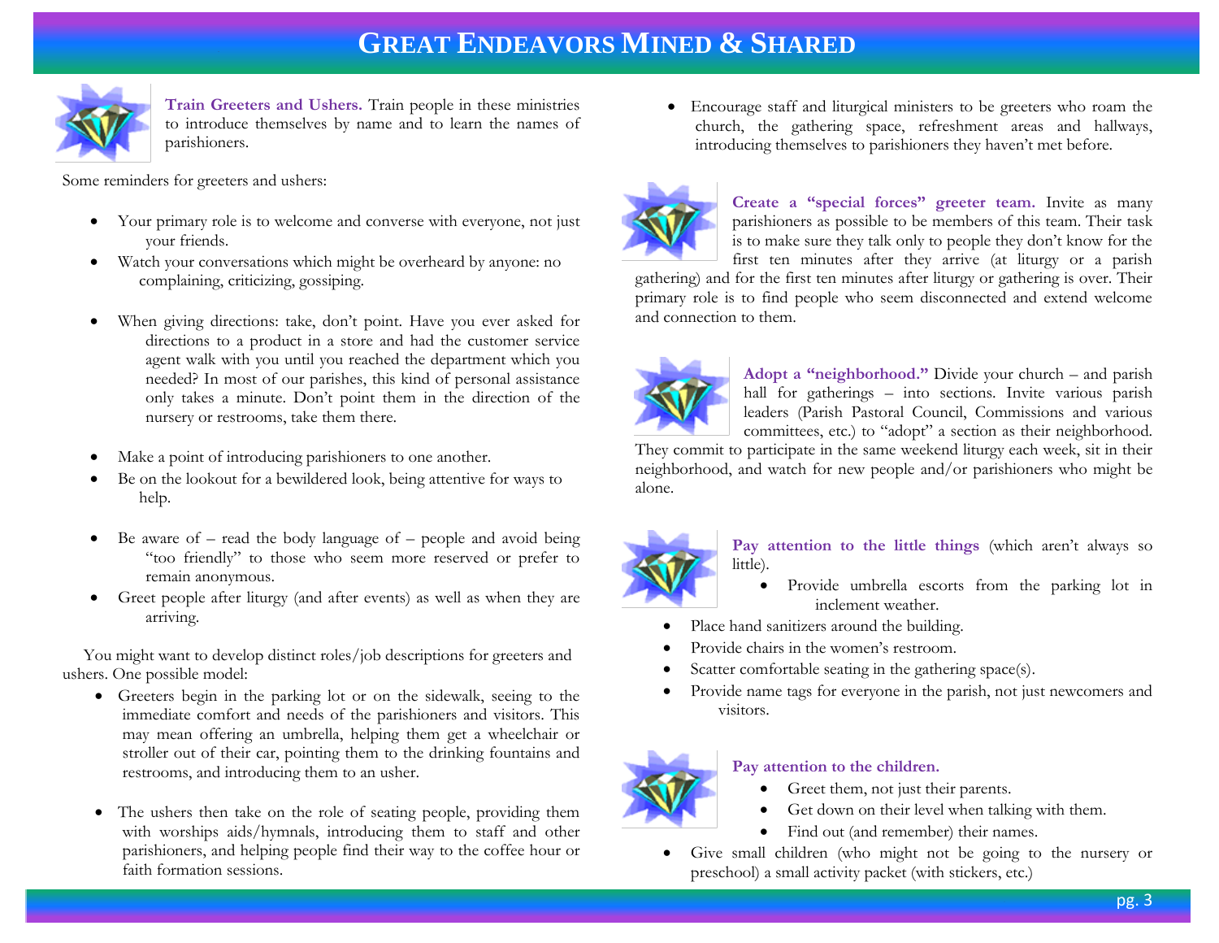# Great Endeavors Mined & Shared

**Train Greeters and Ushers.** Train people in these ministries to introduce themselves by name and to learn the names of parishioners.

Some reminders for greeters and ushers:

- Your primary role is to welcome and converse with everyone, not just your friends.
- Watch your conversations which might be overheard by anyone: no complaining, criticizing, gossiping.
- When giving directions: take, don't point. Have you ever asked for directions to a product in a store and had the customer service agent walk with you until you reached the department which you needed? In most of our parishes, this kind of personal assistance only takes a minute. Don't point them in the direction of the nursery or restrooms, take them there.
- Make a point of introducing parishioners to one another.
- Be on the lookout for a bewildered look, being attentive for ways to help.
- Be aware of – read the body language of – people and avoid being "too friendly" to those who seem more reserved or prefer to remain anonymous.
- Greet people after liturgy (and after events) as well as when they are arriving.

You might want to develop distinct roles/job descriptions for greeters and ushers. One possible model:

- Greeters begin in the parking lot or on the sidewalk, seeing to the immediate comfort and needs of the parishioners and visitors. This may mean offering an umbrella, helping them get a wheelchair or stroller out of their car, pointing them to the drinking fountains and restrooms, and introducing them to an usher.
- The ushers then take on the role of seating people, providing them with worships aids/hymnals, introducing them to staff and other parishioners, and helping people find their way to the coffee hour or faith formation sessions.
- Encourage staff and liturgical ministers to be greeters who roam the church, the gathering space, refreshment areas and hallways, introducing themselves to parishioners they haven't met before.

**Create a "special forces" greeter team.** Invite as many parishioners as possible to be members of this team. Their task is to make sure they talk only to people they don't know for the first ten minutes after they arrive (at liturgy or a parish gathering) and for the first ten minutes after liturgy or gathering is over. Their primary role is to find people who seem disconnected and extend welcome and connection to them.

**Adopt a "neighborhood."** Divide your church – and parish hall for gatherings – into sections. Invite various parish leaders (Parish Pastoral Council, Commissions and various committees, etc.) to "adopt" a section as their neighborhood. They commit to participate in the same weekend liturgy each week, sit in their neighborhood, and watch for new people and/or parishioners who might be alone.

**Pay attention to the little things** (which aren't always so little).

- Provide umbrella escorts from the parking lot in inclement weather.
- Place hand sanitizers around the building.
- Provide chairs in the women's restroom.
- Scatter comfortable seating in the gathering space(s).
- Provide name tags for everyone in the parish, not just newcomers and visitors.

**Pay attention to the children.**

- Greet them, not just their parents.
- Get down on their level when talking with them.
- Find out (and remember) their names.
- Give small children (who might not be going to the nursery or preschool) a small activity packet (with stickers, etc.)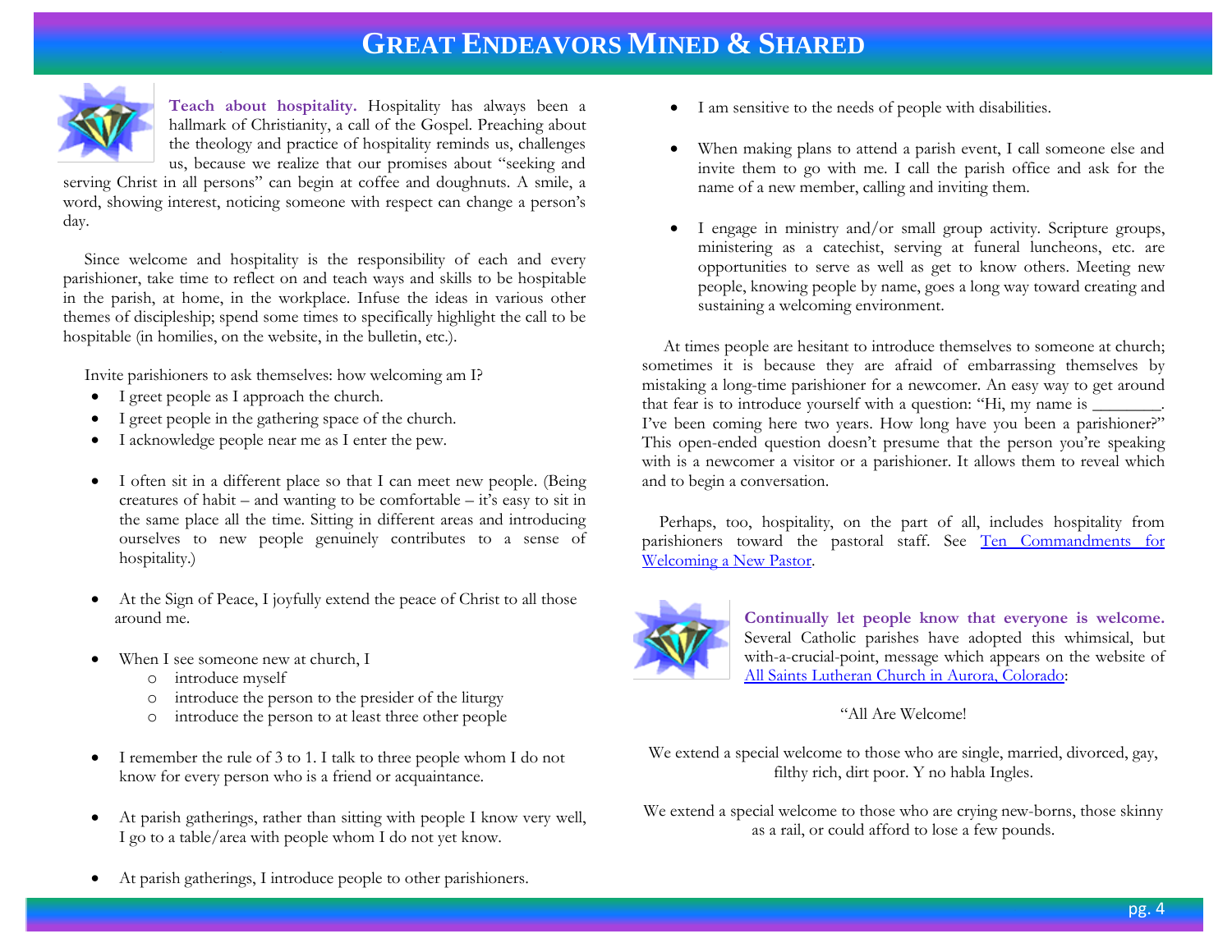**Teach about hospitality.** Hospitality has always been a hallmark of Christianity, a call of the Gospel. Preaching about the theology and practice of hospitality reminds us, challenges us, because we realize that our promises about "seeking and serving Christ in all persons" can begin at coffee and doughnuts. A smile, a word, showing interest, noticing someone with respect can change a person's day.

Since welcome and hospitality is the responsibility of each and every parishioner, take time to reflect on and teach ways and skills to be hospitable in the parish, at home, in the workplace. Infuse the ideas in various other themes of discipleship; spend some times to specifically highlight the call to be hospitable (in homilies, on the website, in the bulletin, etc.).

Invite parishioners to ask themselves: how welcoming am I?

- I greet people as I approach the church.
- I greet people in the gathering space of the church.
- I acknowledge people near me as I enter the pew.
- I often sit in a different place so that I can meet new people. (Being creatures of habit – and wanting to be comfortable – it's easy to sit in the same place all the time. Sitting in different areas and introducing ourselves to new people genuinely contributes to a sense of hospitality.)
- At the Sign of Peace, I joyfully extend the peace of Christ to all those around me.
- When I see someone new at church, I
  - introduce myself
  - introduce the person to the presider of the liturgy
  - introduce the person to at least three other people
- I remember the rule of 3 to 1. I talk to three people whom I do not know for every person who is a friend or acquaintance.
- At parish gatherings, rather than sitting with people I know very well, I go to a table/area with people whom I do not yet know.
- At parish gatherings, I introduce people to other parishioners.
- I am sensitive to the needs of people with disabilities.
- When making plans to attend a parish event, I call someone else and invite them to go with me. I call the parish office and ask for the name of a new member, calling and inviting them.
- I engage in ministry and/or small group activity. Scripture groups, ministering as a catechist, serving at funeral luncheons, etc. are opportunities to serve as well as get to know others. Meeting new people, knowing people by name, goes a long way toward creating and sustaining a welcoming environment.

At times people are hesitant to introduce themselves to someone at church; sometimes it is because they are afraid of embarrassing themselves by mistaking a long-time parishioner for a newcomer. An easy way to get around that fear is to introduce yourself with a question: "Hi, my name is ________. I've been coming here two years. How long have you been a parishioner?" This open-ended question doesn't presume that the person you're speaking with is a newcomer a visitor or a parishioner. It allows them to reveal which and to begin a conversation.

Perhaps, too, hospitality, on the part of all, includes hospitality from parishioners toward the pastoral staff. See Ten Commandments for Welcoming a New Pastor.

**Continually let people know that everyone is welcome.** Several Catholic parishes have adopted this whimsical, but with-a-crucial-point, message which appears on the website of All Saints Lutheran Church in Aurora, Colorado:

"All Are Welcome!

We extend a special welcome to those who are single, married, divorced, gay, filthy rich, dirt poor. Y no habla Ingles.

We extend a special welcome to those who are crying new-borns, those skinny as a rail, or could afford to lose a few pounds.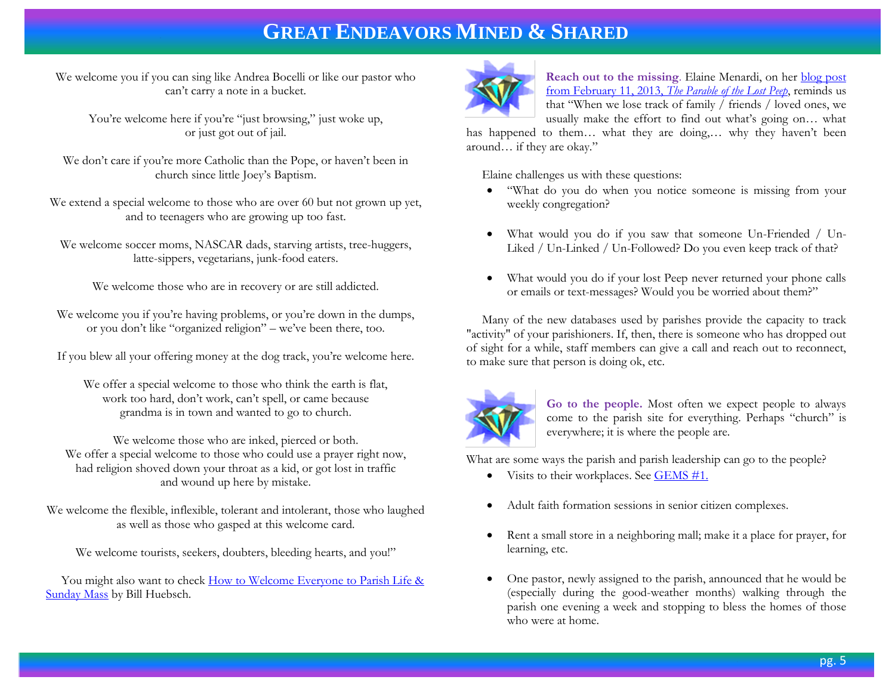We welcome you if you can sing like Andrea Bocelli or like our pastor who can't carry a note in a bucket.

You're welcome here if you're "just browsing," just woke up, or just got out of jail.

We don't care if you're more Catholic than the Pope, or haven't been in church since little Joey's Baptism.

We extend a special welcome to those who are over 60 but not grown up yet, and to teenagers who are growing up too fast.

We welcome soccer moms, NASCAR dads, starving artists, tree-huggers, latte-sippers, vegetarians, junk-food eaters.

We welcome those who are in recovery or are still addicted.

We welcome you if you're having problems, or you're down in the dumps, or you don't like "organized religion" – we've been there, too.

If you blew all your offering money at the dog track, you're welcome here.

We offer a special welcome to those who think the earth is flat, work too hard, don't work, can't spell, or came because grandma is in town and wanted to go to church.

We welcome those who are inked, pierced or both.
We offer a special welcome to those who could use a prayer right now, had religion shoved down your throat as a kid, or got lost in traffic and wound up here by mistake.

We welcome the flexible, inflexible, tolerant and intolerant, those who laughed as well as those who gasped at this welcome card.

We welcome tourists, seekers, doubters, bleeding hearts, and you!"

You might also want to check How to Welcome Everyone to Parish Life & Sunday Mass by Bill Huebsch.

**Reach out to the missing**. Elaine Menardi, on her blog post from February 11, 2013, *The Parable of the Lost Peep*, reminds us that "When we lose track of family / friends / loved ones, we usually make the effort to find out what's going on… what has happened to them… what they are doing,… why they haven't been around… if they are okay."

Elaine challenges us with these questions:

- "What do you do when you notice someone is missing from your weekly congregation?
- What would you do if you saw that someone Un-Friended / Un-Liked / Un-Linked / Un-Followed? Do you even keep track of that?
- What would you do if your lost Peep never returned your phone calls or emails or text-messages? Would you be worried about them?"

Many of the new databases used by parishes provide the capacity to track "activity" of your parishioners. If, then, there is someone who has dropped out of sight for a while, staff members can give a call and reach out to reconnect, to make sure that person is doing ok, etc.

**Go to the people.** Most often we expect people to always come to the parish site for everything. Perhaps "church" is everywhere; it is where the people are.

What are some ways the parish and parish leadership can go to the people?

- Visits to their workplaces. See GEMS #1.
- Adult faith formation sessions in senior citizen complexes.
- Rent a small store in a neighboring mall; make it a place for prayer, for learning, etc.
- One pastor, newly assigned to the parish, announced that he would be (especially during the good-weather months) walking through the parish one evening a week and stopping to bless the homes of those who were at home.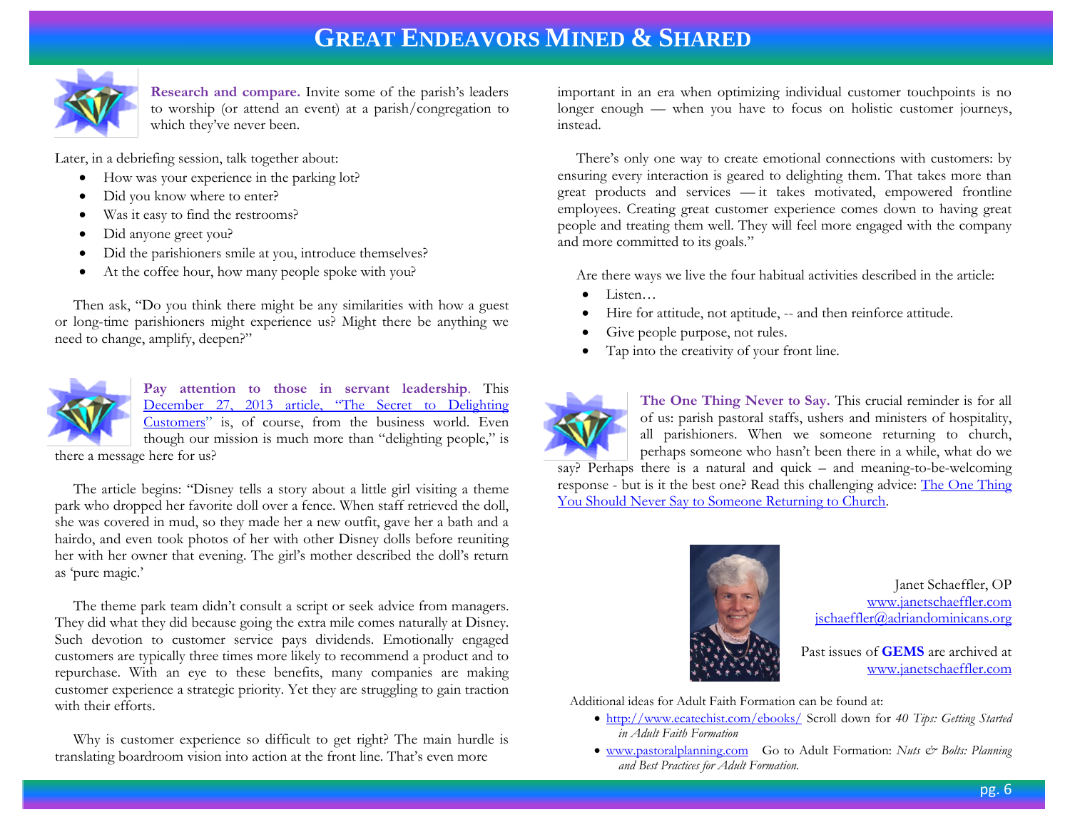# GREAT ENDEAVORS MINED & SHARED

**Research and compare.** Invite some of the parish's leaders to worship (or attend an event) at a parish/congregation to which they've never been.

Later, in a debriefing session, talk together about:

- How was your experience in the parking lot?
- Did you know where to enter?
- Was it easy to find the restrooms?
- Did anyone greet you?
- Did the parishioners smile at you, introduce themselves?
- At the coffee hour, how many people spoke with you?

Then ask, "Do you think there might be any similarities with how a guest or long-time parishioners might experience us? Might there be anything we need to change, amplify, deepen?"

**Pay attention to those in servant leadership**. This December 27, 2013 article, "The Secret to Delighting Customers" is, of course, from the business world. Even though our mission is much more than "delighting people," is there a message here for us?

The article begins: "Disney tells a story about a little girl visiting a theme park who dropped her favorite doll over a fence. When staff retrieved the doll, she was covered in mud, so they made her a new outfit, gave her a bath and a hairdo, and even took photos of her with other Disney dolls before reuniting her with her owner that evening. The girl's mother described the doll's return as 'pure magic.'

The theme park team didn't consult a script or seek advice from managers. They did what they did because going the extra mile comes naturally at Disney. Such devotion to customer service pays dividends. Emotionally engaged customers are typically three times more likely to recommend a product and to repurchase. With an eye to these benefits, many companies are making customer experience a strategic priority. Yet they are struggling to gain traction with their efforts.

Why is customer experience so difficult to get right? The main hurdle is translating boardroom vision into action at the front line. That's even more important in an era when optimizing individual customer touchpoints is no longer enough — when you have to focus on holistic customer journeys, instead.

There's only one way to create emotional connections with customers: by ensuring every interaction is geared to delighting them. That takes more than great products and services — it takes motivated, empowered frontline employees. Creating great customer experience comes down to having great people and treating them well. They will feel more engaged with the company and more committed to its goals."

Are there ways we live the four habitual activities described in the article:

- Listen…
- Hire for attitude, not aptitude, -- and then reinforce attitude.
- Give people purpose, not rules.
- Tap into the creativity of your front line.

**The One Thing Never to Say.** This crucial reminder is for all of us: parish pastoral staffs, ushers and ministers of hospitality, all parishioners. When we someone returning to church, perhaps someone who hasn't been there in a while, what do we say? Perhaps there is a natural and quick – and meaning-to-be-welcoming response - but is it the best one? Read this challenging advice: The One Thing You Should Never Say to Someone Returning to Church.

Janet Schaeffler, OP
www.janetschaeffler.com
jschaeffler@adriandominicans.org

Past issues of **GEMS** are archived at www.janetschaeffler.com

Additional ideas for Adult Faith Formation can be found at:

- http://www.ecatechist.com/ebooks/ Scroll down for *40 Tips: Getting Started in Adult Faith Formation*
- www.pastoralplanning.com Go to Adult Formation: *Nuts & Bolts: Planning and Best Practices for Adult Formation.*